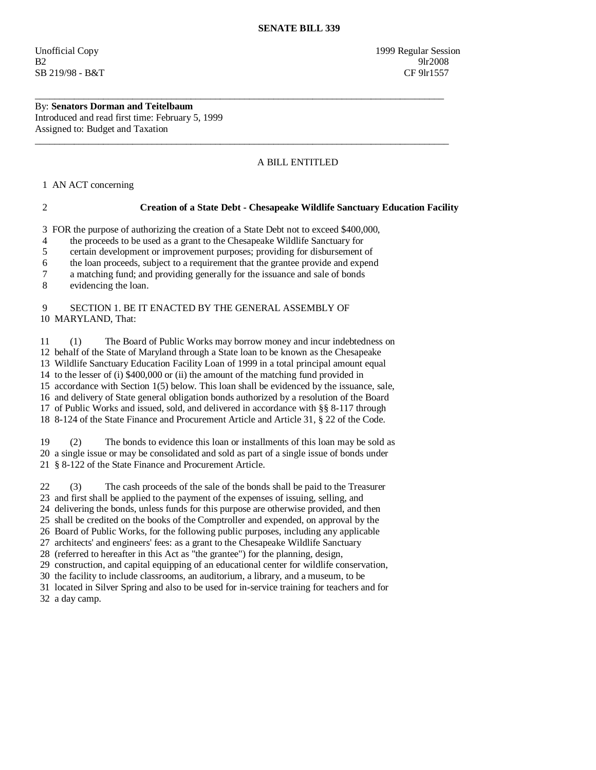# SENATE BILL 339

Unofficial Copy 1999 Regular Session
B2 9lr2008
SB 219/98 - B&T CF 9lr1557

---

By: **Senators Dorman and Teitelbaum**
Introduced and read first time: February 5, 1999
Assigned to: Budget and Taxation

---

A BILL ENTITLED

1 AN ACT concerning

2 **Creation of a State Debt - Chesapeake Wildlife Sanctuary Education Facility**

3 FOR the purpose of authorizing the creation of a State Debt not to exceed $400,000,
4 the proceeds to be used as a grant to the Chesapeake Wildlife Sanctuary for
5 certain development or improvement purposes; providing for disbursement of
6 the loan proceeds, subject to a requirement that the grantee provide and expend
7 a matching fund; and providing generally for the issuance and sale of bonds
8 evidencing the loan.

9 SECTION 1. BE IT ENACTED BY THE GENERAL ASSEMBLY OF
10 MARYLAND, That:

11 (1) The Board of Public Works may borrow money and incur indebtedness on
12 behalf of the State of Maryland through a State loan to be known as the Chesapeake
13 Wildlife Sanctuary Education Facility Loan of 1999 in a total principal amount equal
14 to the lesser of (i) $400,000 or (ii) the amount of the matching fund provided in
15 accordance with Section 1(5) below. This loan shall be evidenced by the issuance, sale,
16 and delivery of State general obligation bonds authorized by a resolution of the Board
17 of Public Works and issued, sold, and delivered in accordance with §§ 8-117 through
18 8-124 of the State Finance and Procurement Article and Article 31, § 22 of the Code.

19 (2) The bonds to evidence this loan or installments of this loan may be sold as
20 a single issue or may be consolidated and sold as part of a single issue of bonds under
21 § 8-122 of the State Finance and Procurement Article.

22 (3) The cash proceeds of the sale of the bonds shall be paid to the Treasurer
23 and first shall be applied to the payment of the expenses of issuing, selling, and
24 delivering the bonds, unless funds for this purpose are otherwise provided, and then
25 shall be credited on the books of the Comptroller and expended, on approval by the
26 Board of Public Works, for the following public purposes, including any applicable
27 architects' and engineers' fees: as a grant to the Chesapeake Wildlife Sanctuary
28 (referred to hereafter in this Act as "the grantee") for the planning, design,
29 construction, and capital equipping of an educational center for wildlife conservation,
30 the facility to include classrooms, an auditorium, a library, and a museum, to be
31 located in Silver Spring and also to be used for in-service training for teachers and for
32 a day camp.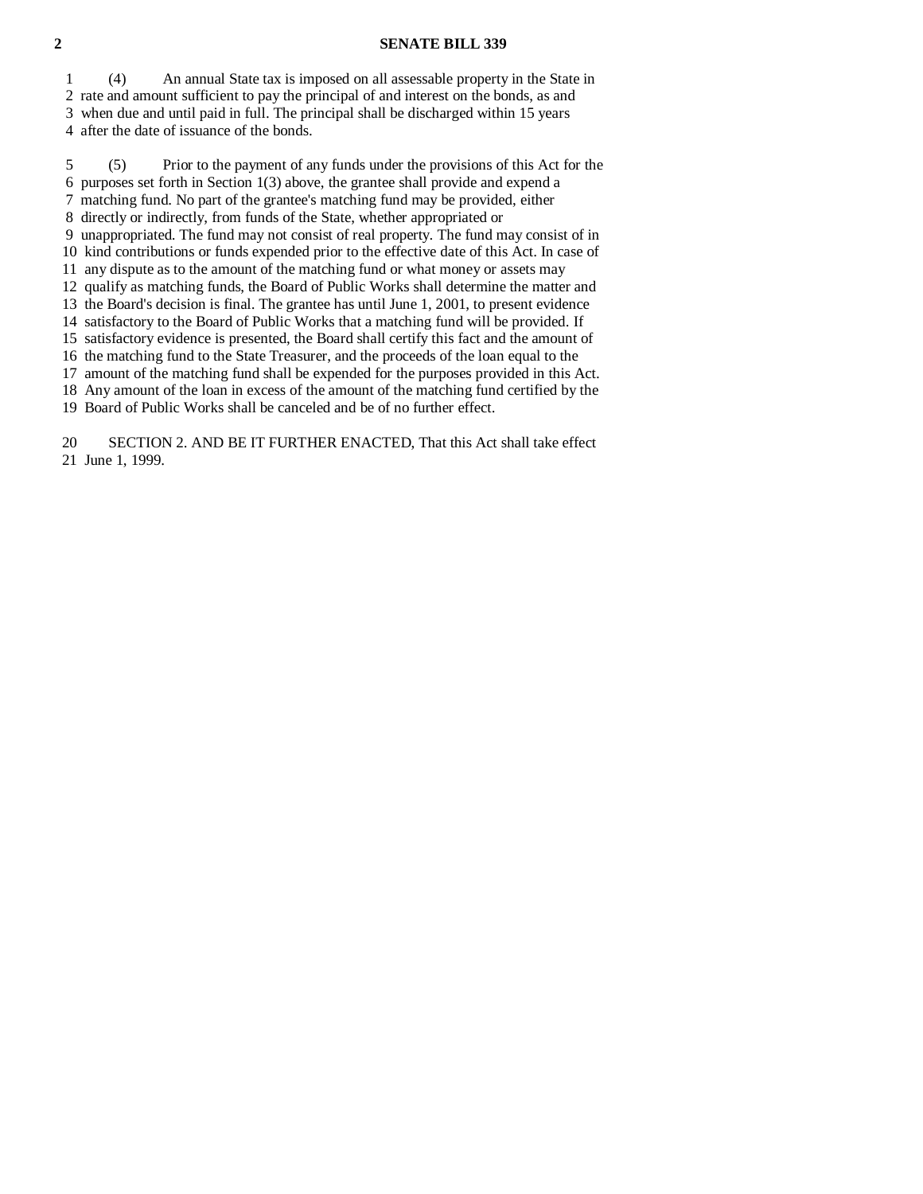(4) An annual State tax is imposed on all assessable property in the State in rate and amount sufficient to pay the principal of and interest on the bonds, as and when due and until paid in full. The principal shall be discharged within 15 years after the date of issuance of the bonds.

(5) Prior to the payment of any funds under the provisions of this Act for the purposes set forth in Section 1(3) above, the grantee shall provide and expend a matching fund. No part of the grantee's matching fund may be provided, either directly or indirectly, from funds of the State, whether appropriated or unappropriated. The fund may not consist of real property. The fund may consist of in kind contributions or funds expended prior to the effective date of this Act. In case of any dispute as to the amount of the matching fund or what money or assets may qualify as matching funds, the Board of Public Works shall determine the matter and the Board's decision is final. The grantee has until June 1, 2001, to present evidence satisfactory to the Board of Public Works that a matching fund will be provided. If satisfactory evidence is presented, the Board shall certify this fact and the amount of the matching fund to the State Treasurer, and the proceeds of the loan equal to the amount of the matching fund shall be expended for the purposes provided in this Act. Any amount of the loan in excess of the amount of the matching fund certified by the Board of Public Works shall be canceled and be of no further effect.

SECTION 2. AND BE IT FURTHER ENACTED, That this Act shall take effect June 1, 1999.